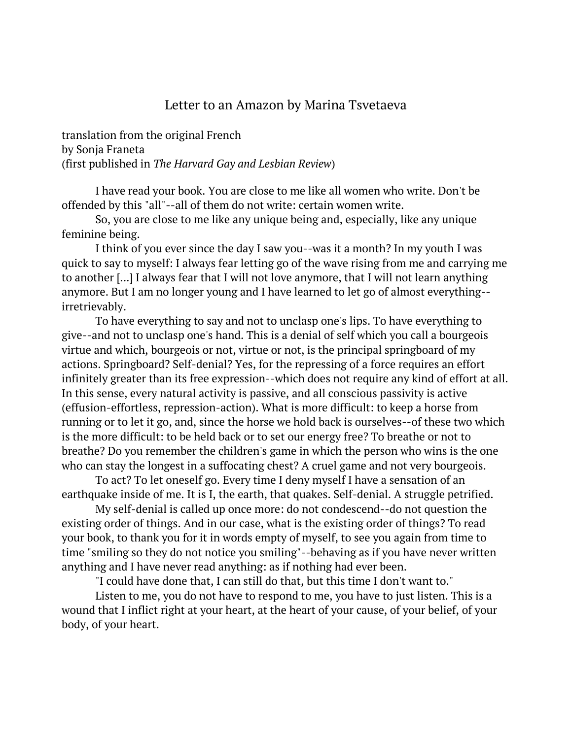# Letter to an Amazon by Marina Tsvetaeva

translation from the original French
by Sonja Franeta
(first published in *The Harvard Gay and Lesbian Review*)

I have read your book. You are close to me like all women who write. Don't be offended by this "all"--all of them do not write: certain women write.

So, you are close to me like any unique being and, especially, like any unique feminine being.

I think of you ever since the day I saw you--was it a month? In my youth I was quick to say to myself: I always fear letting go of the wave rising from me and carrying me to another [...] I always fear that I will not love anymore, that I will not learn anything anymore. But I am no longer young and I have learned to let go of almost everything--irretrievably.

To have everything to say and not to unclasp one's lips. To have everything to give--and not to unclasp one's hand. This is a denial of self which you call a bourgeois virtue and which, bourgeois or not, virtue or not, is the principal springboard of my actions. Springboard? Self-denial? Yes, for the repressing of a force requires an effort infinitely greater than its free expression--which does not require any kind of effort at all. In this sense, every natural activity is passive, and all conscious passivity is active (effusion-effortless, repression-action). What is more difficult: to keep a horse from running or to let it go, and, since the horse we hold back is ourselves--of these two which is the more difficult: to be held back or to set our energy free? To breathe or not to breathe? Do you remember the children's game in which the person who wins is the one who can stay the longest in a suffocating chest? A cruel game and not very bourgeois.

To act? To let oneself go. Every time I deny myself I have a sensation of an earthquake inside of me. It is I, the earth, that quakes. Self-denial. A struggle petrified.

My self-denial is called up once more: do not condescend--do not question the existing order of things. And in our case, what is the existing order of things? To read your book, to thank you for it in words empty of myself, to see you again from time to time "smiling so they do not notice you smiling"--behaving as if you have never written anything and I have never read anything: as if nothing had ever been.

"I could have done that, I can still do that, but this time I don't want to."

Listen to me, you do not have to respond to me, you have to just listen. This is a wound that I inflict right at your heart, at the heart of your cause, of your belief, of your body, of your heart.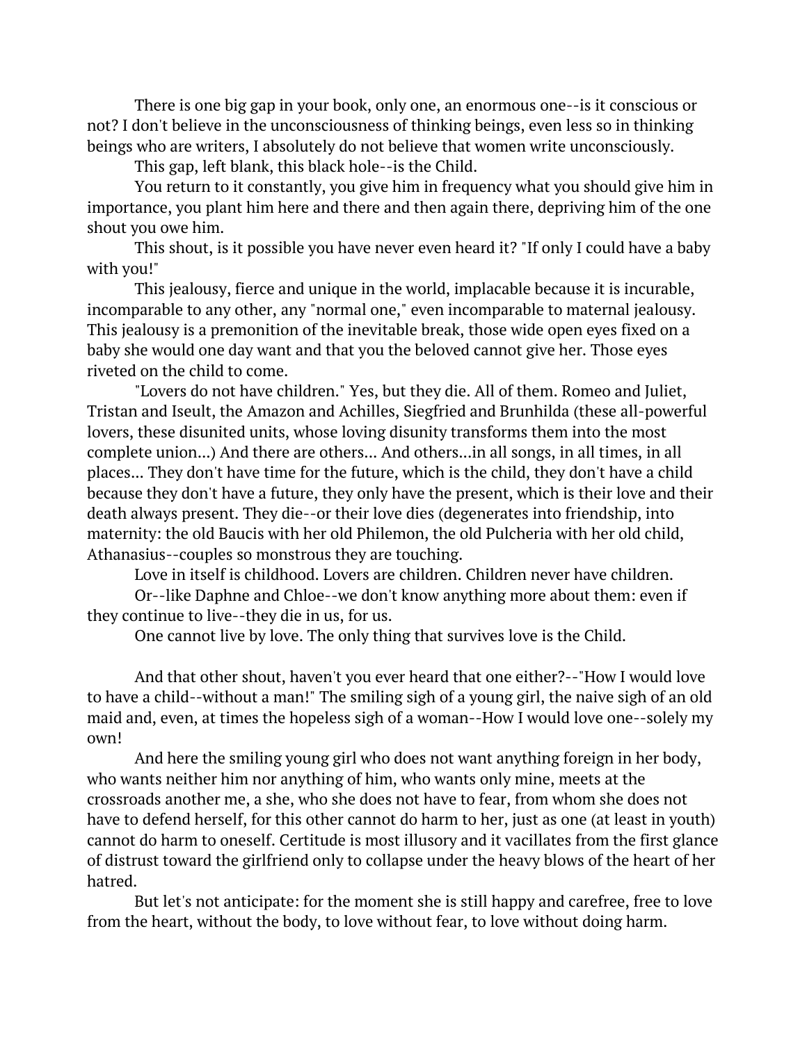There is one big gap in your book, only one, an enormous one--is it conscious or not? I don't believe in the unconsciousness of thinking beings, even less so in thinking beings who are writers, I absolutely do not believe that women write unconsciously.

This gap, left blank, this black hole--is the Child.

You return to it constantly, you give him in frequency what you should give him in importance, you plant him here and there and then again there, depriving him of the one shout you owe him.

This shout, is it possible you have never even heard it? "If only I could have a baby with you!"

This jealousy, fierce and unique in the world, implacable because it is incurable, incomparable to any other, any "normal one," even incomparable to maternal jealousy. This jealousy is a premonition of the inevitable break, those wide open eyes fixed on a baby she would one day want and that you the beloved cannot give her. Those eyes riveted on the child to come.

"Lovers do not have children." Yes, but they die. All of them. Romeo and Juliet, Tristan and Iseult, the Amazon and Achilles, Siegfried and Brunhilda (these all-powerful lovers, these disunited units, whose loving disunity transforms them into the most complete union...) And there are others... And others...in all songs, in all times, in all places... They don't have time for the future, which is the child, they don't have a child because they don't have a future, they only have the present, which is their love and their death always present. They die--or their love dies (degenerates into friendship, into maternity: the old Baucis with her old Philemon, the old Pulcheria with her old child, Athanasius--couples so monstrous they are touching.

Love in itself is childhood. Lovers are children. Children never have children.

Or--like Daphne and Chloe--we don't know anything more about them: even if they continue to live--they die in us, for us.

One cannot live by love. The only thing that survives love is the Child.

And that other shout, haven't you ever heard that one either?--"How I would love to have a child--without a man!" The smiling sigh of a young girl, the naive sigh of an old maid and, even, at times the hopeless sigh of a woman--How I would love one--solely my own!

And here the smiling young girl who does not want anything foreign in her body, who wants neither him nor anything of him, who wants only mine, meets at the crossroads another me, a she, who she does not have to fear, from whom she does not have to defend herself, for this other cannot do harm to her, just as one (at least in youth) cannot do harm to oneself. Certitude is most illusory and it vacillates from the first glance of distrust toward the girlfriend only to collapse under the heavy blows of the heart of her hatred.

But let's not anticipate: for the moment she is still happy and carefree, free to love from the heart, without the body, to love without fear, to love without doing harm.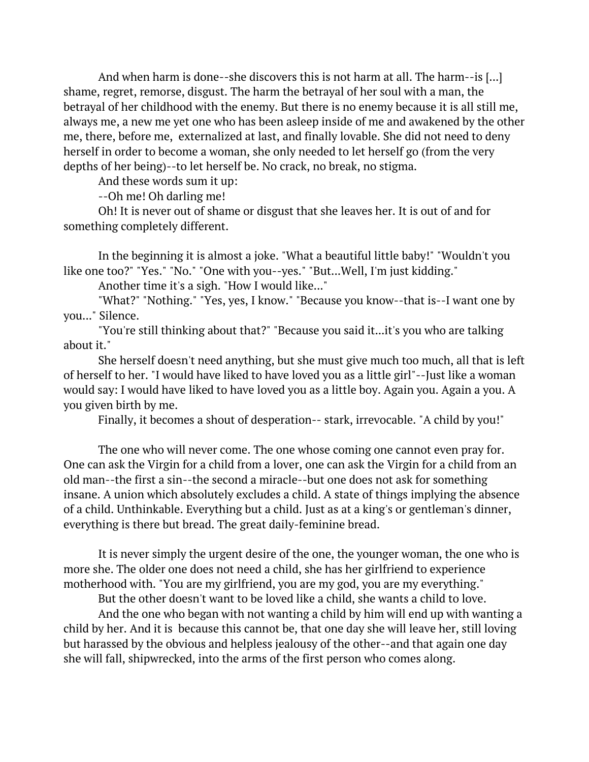And when harm is done--she discovers this is not harm at all. The harm--is [...] shame, regret, remorse, disgust. The harm the betrayal of her soul with a man, the betrayal of her childhood with the enemy. But there is no enemy because it is all still me, always me, a new me yet one who has been asleep inside of me and awakened by the other me, there, before me, externalized at last, and finally lovable. She did not need to deny herself in order to become a woman, she only needed to let herself go (from the very depths of her being)--to let herself be. No crack, no break, no stigma.

And these words sum it up:

--Oh me! Oh darling me!

Oh! It is never out of shame or disgust that she leaves her. It is out of and for something completely different.

In the beginning it is almost a joke. "What a beautiful little baby!" "Wouldn't you like one too?" "Yes." "No." "One with you--yes." "But...Well, I'm just kidding."

Another time it's a sigh. "How I would like..."

"What?" "Nothing." "Yes, yes, I know." "Because you know--that is--I want one by you..." Silence.

"You're still thinking about that?" "Because you said it...it's you who are talking about it."

She herself doesn't need anything, but she must give much too much, all that is left of herself to her. "I would have liked to have loved you as a little girl"--Just like a woman would say: I would have liked to have loved you as a little boy. Again you. Again a you. A you given birth by me.

Finally, it becomes a shout of desperation-- stark, irrevocable. "A child by you!"

The one who will never come. The one whose coming one cannot even pray for. One can ask the Virgin for a child from a lover, one can ask the Virgin for a child from an old man--the first a sin--the second a miracle--but one does not ask for something insane. A union which absolutely excludes a child. A state of things implying the absence of a child. Unthinkable. Everything but a child. Just as at a king's or gentleman's dinner, everything is there but bread. The great daily-feminine bread.

It is never simply the urgent desire of the one, the younger woman, the one who is more she. The older one does not need a child, she has her girlfriend to experience motherhood with. "You are my girlfriend, you are my god, you are my everything."

But the other doesn't want to be loved like a child, she wants a child to love.

And the one who began with not wanting a child by him will end up with wanting a child by her. And it is because this cannot be, that one day she will leave her, still loving but harassed by the obvious and helpless jealousy of the other--and that again one day she will fall, shipwrecked, into the arms of the first person who comes along.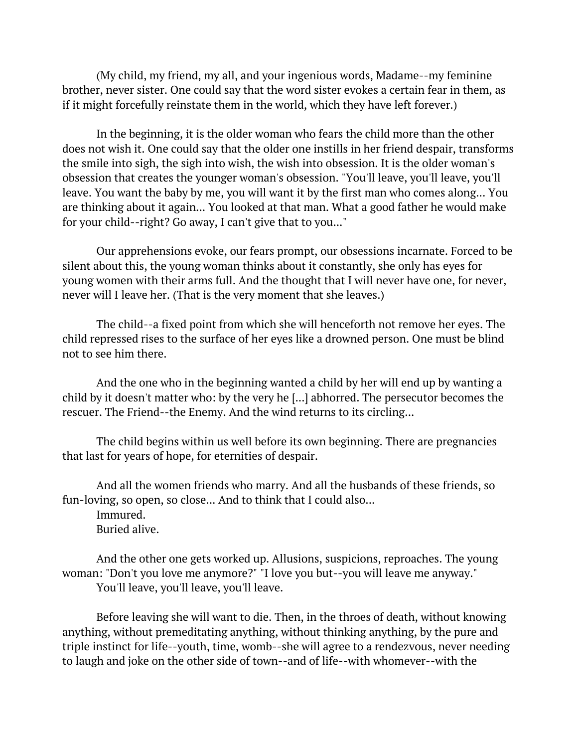(My child, my friend, my all, and your ingenious words, Madame--my feminine brother, never sister. One could say that the word sister evokes a certain fear in them, as if it might forcefully reinstate them in the world, which they have left forever.)

In the beginning, it is the older woman who fears the child more than the other does not wish it. One could say that the older one instills in her friend despair, transforms the smile into sigh, the sigh into wish, the wish into obsession. It is the older woman's obsession that creates the younger woman's obsession. "You'll leave, you'll leave, you'll leave. You want the baby by me, you will want it by the first man who comes along... You are thinking about it again... You looked at that man. What a good father he would make for your child--right? Go away, I can't give that to you..."

Our apprehensions evoke, our fears prompt, our obsessions incarnate. Forced to be silent about this, the young woman thinks about it constantly, she only has eyes for young women with their arms full. And the thought that I will never have one, for never, never will I leave her. (That is the very moment that she leaves.)

The child--a fixed point from which she will henceforth not remove her eyes. The child repressed rises to the surface of her eyes like a drowned person. One must be blind not to see him there.

And the one who in the beginning wanted a child by her will end up by wanting a child by it doesn't matter who: by the very he [...] abhorred. The persecutor becomes the rescuer. The Friend--the Enemy. And the wind returns to its circling...

The child begins within us well before its own beginning. There are pregnancies that last for years of hope, for eternities of despair.

And all the women friends who marry. And all the husbands of these friends, so fun-loving, so open, so close... And to think that I could also...
Immured.
Buried alive.

And the other one gets worked up. Allusions, suspicions, reproaches. The young woman: "Don't you love me anymore?" "I love you but--you will leave me anyway."
You'll leave, you'll leave, you'll leave.

Before leaving she will want to die. Then, in the throes of death, without knowing anything, without premeditating anything, without thinking anything, by the pure and triple instinct for life--youth, time, womb--she will agree to a rendezvous, never needing to laugh and joke on the other side of town--and of life--with whomever--with the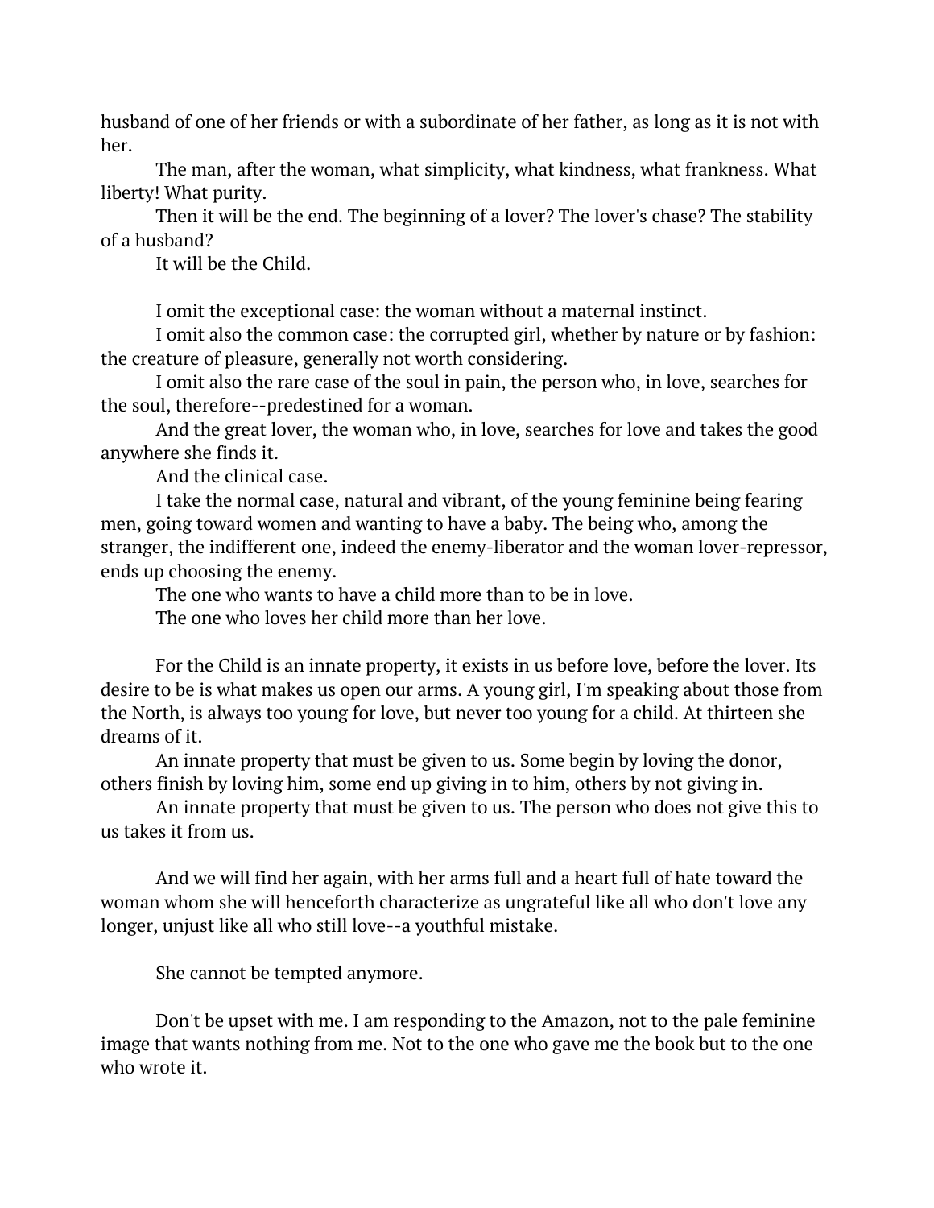husband of one of her friends or with a subordinate of her father, as long as it is not with her.

The man, after the woman, what simplicity, what kindness, what frankness. What liberty! What purity.

Then it will be the end. The beginning of a lover? The lover's chase? The stability of a husband?

It will be the Child.

I omit the exceptional case: the woman without a maternal instinct.

I omit also the common case: the corrupted girl, whether by nature or by fashion: the creature of pleasure, generally not worth considering.

I omit also the rare case of the soul in pain, the person who, in love, searches for the soul, therefore--predestined for a woman.

And the great lover, the woman who, in love, searches for love and takes the good anywhere she finds it.

And the clinical case.

I take the normal case, natural and vibrant, of the young feminine being fearing men, going toward women and wanting to have a baby. The being who, among the stranger, the indifferent one, indeed the enemy-liberator and the woman lover-repressor, ends up choosing the enemy.

The one who wants to have a child more than to be in love.

The one who loves her child more than her love.

For the Child is an innate property, it exists in us before love, before the lover. Its desire to be is what makes us open our arms. A young girl, I'm speaking about those from the North, is always too young for love, but never too young for a child. At thirteen she dreams of it.

An innate property that must be given to us. Some begin by loving the donor, others finish by loving him, some end up giving in to him, others by not giving in.

An innate property that must be given to us. The person who does not give this to us takes it from us.

And we will find her again, with her arms full and a heart full of hate toward the woman whom she will henceforth characterize as ungrateful like all who don't love any longer, unjust like all who still love--a youthful mistake.

She cannot be tempted anymore.

Don't be upset with me. I am responding to the Amazon, not to the pale feminine image that wants nothing from me. Not to the one who gave me the book but to the one who wrote it.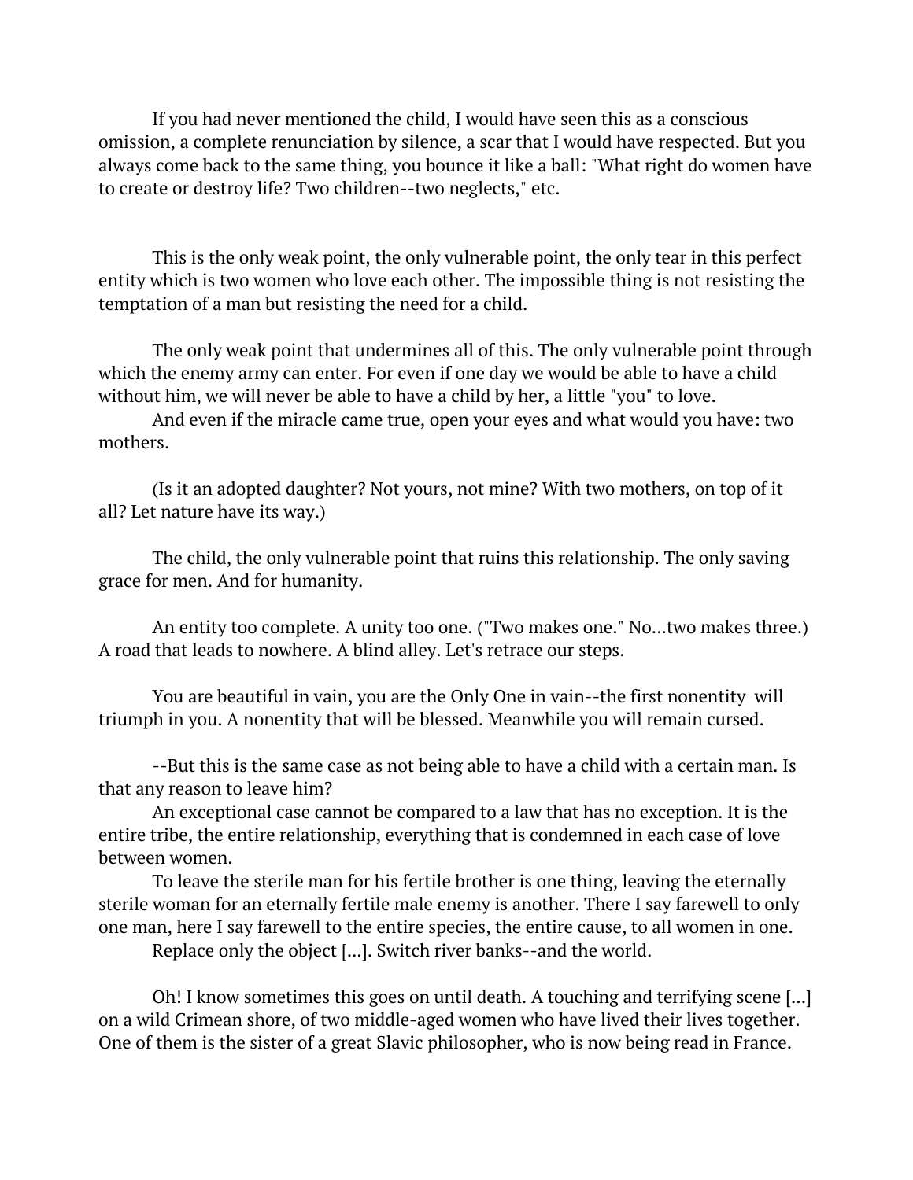If you had never mentioned the child, I would have seen this as a conscious omission, a complete renunciation by silence, a scar that I would have respected. But you always come back to the same thing, you bounce it like a ball: "What right do women have to create or destroy life? Two children--two neglects," etc.

This is the only weak point, the only vulnerable point, the only tear in this perfect entity which is two women who love each other. The impossible thing is not resisting the temptation of a man but resisting the need for a child.

The only weak point that undermines all of this. The only vulnerable point through which the enemy army can enter. For even if one day we would be able to have a child without him, we will never be able to have a child by her, a little "you" to love.

And even if the miracle came true, open your eyes and what would you have: two mothers.

(Is it an adopted daughter? Not yours, not mine? With two mothers, on top of it all? Let nature have its way.)

The child, the only vulnerable point that ruins this relationship. The only saving grace for men. And for humanity.

An entity too complete. A unity too one. ("Two makes one." No...two makes three.) A road that leads to nowhere. A blind alley. Let's retrace our steps.

You are beautiful in vain, you are the Only One in vain--the first nonentity will triumph in you. A nonentity that will be blessed. Meanwhile you will remain cursed.

--But this is the same case as not being able to have a child with a certain man. Is that any reason to leave him?

An exceptional case cannot be compared to a law that has no exception. It is the entire tribe, the entire relationship, everything that is condemned in each case of love between women.

To leave the sterile man for his fertile brother is one thing, leaving the eternally sterile woman for an eternally fertile male enemy is another. There I say farewell to only one man, here I say farewell to the entire species, the entire cause, to all women in one.

Replace only the object [...]. Switch river banks--and the world.

Oh! I know sometimes this goes on until death. A touching and terrifying scene [...] on a wild Crimean shore, of two middle-aged women who have lived their lives together. One of them is the sister of a great Slavic philosopher, who is now being read in France.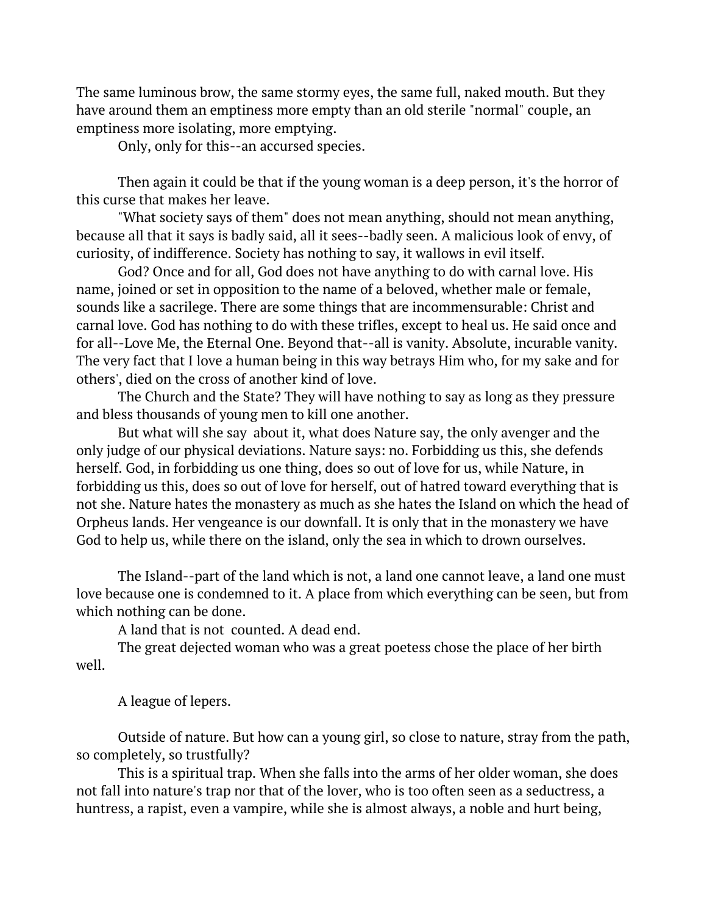The same luminous brow, the same stormy eyes, the same full, naked mouth. But they have around them an emptiness more empty than an old sterile "normal" couple, an emptiness more isolating, more emptying.

Only, only for this--an accursed species.

Then again it could be that if the young woman is a deep person, it's the horror of this curse that makes her leave.

"What society says of them" does not mean anything, should not mean anything, because all that it says is badly said, all it sees--badly seen. A malicious look of envy, of curiosity, of indifference. Society has nothing to say, it wallows in evil itself.

God? Once and for all, God does not have anything to do with carnal love. His name, joined or set in opposition to the name of a beloved, whether male or female, sounds like a sacrilege. There are some things that are incommensurable: Christ and carnal love. God has nothing to do with these trifles, except to heal us. He said once and for all--Love Me, the Eternal One. Beyond that--all is vanity. Absolute, incurable vanity. The very fact that I love a human being in this way betrays Him who, for my sake and for others', died on the cross of another kind of love.

The Church and the State? They will have nothing to say as long as they pressure and bless thousands of young men to kill one another.

But what will she say about it, what does Nature say, the only avenger and the only judge of our physical deviations. Nature says: no. Forbidding us this, she defends herself. God, in forbidding us one thing, does so out of love for us, while Nature, in forbidding us this, does so out of love for herself, out of hatred toward everything that is not she. Nature hates the monastery as much as she hates the Island on which the head of Orpheus lands. Her vengeance is our downfall. It is only that in the monastery we have God to help us, while there on the island, only the sea in which to drown ourselves.

The Island--part of the land which is not, a land one cannot leave, a land one must love because one is condemned to it. A place from which everything can be seen, but from which nothing can be done.

A land that is not counted. A dead end.

The great dejected woman who was a great poetess chose the place of her birth well.

A league of lepers.

Outside of nature. But how can a young girl, so close to nature, stray from the path, so completely, so trustfully?

This is a spiritual trap. When she falls into the arms of her older woman, she does not fall into nature's trap nor that of the lover, who is too often seen as a seductress, a huntress, a rapist, even a vampire, while she is almost always, a noble and hurt being,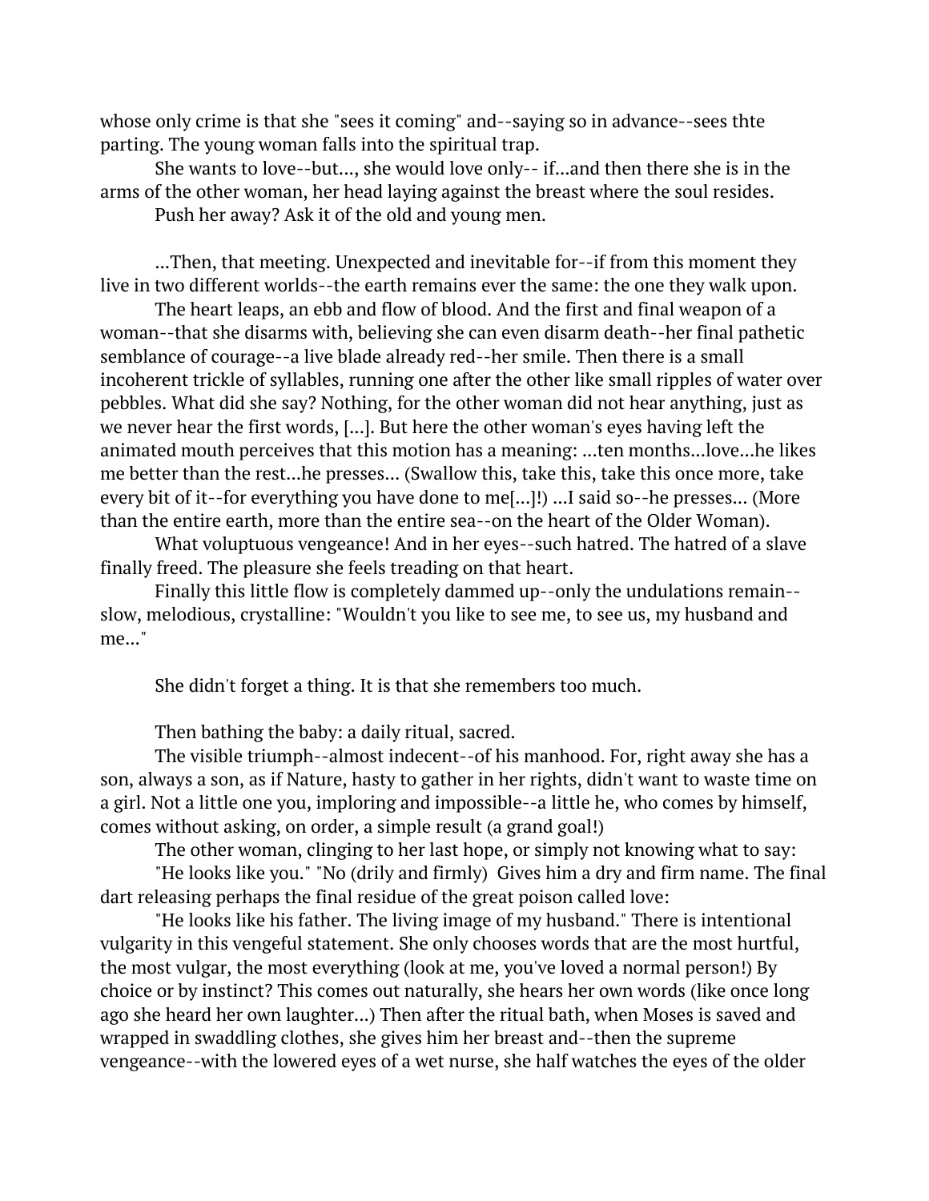whose only crime is that she "sees it coming" and--saying so in advance--sees thte parting. The young woman falls into the spiritual trap.

She wants to love--but..., she would love only-- if...and then there she is in the arms of the other woman, her head laying against the breast where the soul resides.

Push her away? Ask it of the old and young men.

...Then, that meeting. Unexpected and inevitable for--if from this moment they live in two different worlds--the earth remains ever the same: the one they walk upon.

The heart leaps, an ebb and flow of blood. And the first and final weapon of a woman--that she disarms with, believing she can even disarm death--her final pathetic semblance of courage--a live blade already red--her smile. Then there is a small incoherent trickle of syllables, running one after the other like small ripples of water over pebbles. What did she say? Nothing, for the other woman did not hear anything, just as we never hear the first words, [...]. But here the other woman's eyes having left the animated mouth perceives that this motion has a meaning: ...ten months...love...he likes me better than the rest...he presses... (Swallow this, take this, take this once more, take every bit of it--for everything you have done to me[...]!) ...I said so--he presses... (More than the entire earth, more than the entire sea--on the heart of the Older Woman).

What voluptuous vengeance! And in her eyes--such hatred. The hatred of a slave finally freed. The pleasure she feels treading on that heart.

Finally this little flow is completely dammed up--only the undulations remain--slow, melodious, crystalline: "Wouldn't you like to see me, to see us, my husband and me..."

She didn't forget a thing. It is that she remembers too much.

Then bathing the baby: a daily ritual, sacred.

The visible triumph--almost indecent--of his manhood. For, right away she has a son, always a son, as if Nature, hasty to gather in her rights, didn't want to waste time on a girl. Not a little one you, imploring and impossible--a little he, who comes by himself, comes without asking, on order, a simple result (a grand goal!)

The other woman, clinging to her last hope, or simply not knowing what to say:

"He looks like you." "No (drily and firmly) Gives him a dry and firm name. The final dart releasing perhaps the final residue of the great poison called love:

"He looks like his father. The living image of my husband." There is intentional vulgarity in this vengeful statement. She only chooses words that are the most hurtful, the most vulgar, the most everything (look at me, you've loved a normal person!) By choice or by instinct? This comes out naturally, she hears her own words (like once long ago she heard her own laughter...) Then after the ritual bath, when Moses is saved and wrapped in swaddling clothes, she gives him her breast and--then the supreme vengeance--with the lowered eyes of a wet nurse, she half watches the eyes of the older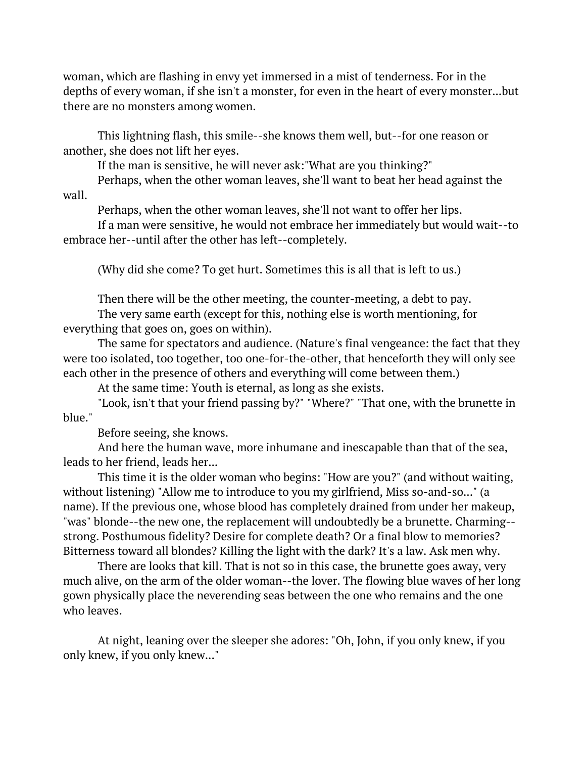woman, which are flashing in envy yet immersed in a mist of tenderness. For in the depths of every woman, if she isn't a monster, for even in the heart of every monster...but there are no monsters among women.

This lightning flash, this smile--she knows them well, but--for one reason or another, she does not lift her eyes.

If the man is sensitive, he will never ask:"What are you thinking?"

Perhaps, when the other woman leaves, she'll want to beat her head against the wall.

Perhaps, when the other woman leaves, she'll not want to offer her lips.

If a man were sensitive, he would not embrace her immediately but would wait--to embrace her--until after the other has left--completely.

(Why did she come? To get hurt. Sometimes this is all that is left to us.)

Then there will be the other meeting, the counter-meeting, a debt to pay.

The very same earth (except for this, nothing else is worth mentioning, for everything that goes on, goes on within).

The same for spectators and audience. (Nature's final vengeance: the fact that they were too isolated, too together, too one-for-the-other, that henceforth they will only see each other in the presence of others and everything will come between them.)

At the same time: Youth is eternal, as long as she exists.

"Look, isn't that your friend passing by?" "Where?" "That one, with the brunette in blue."

Before seeing, she knows.

And here the human wave, more inhumane and inescapable than that of the sea, leads to her friend, leads her...

This time it is the older woman who begins: "How are you?" (and without waiting, without listening) "Allow me to introduce to you my girlfriend, Miss so-and-so..." (a name). If the previous one, whose blood has completely drained from under her makeup, "was" blonde--the new one, the replacement will undoubtedly be a brunette. Charming--strong. Posthumous fidelity? Desire for complete death? Or a final blow to memories? Bitterness toward all blondes? Killing the light with the dark? It's a law. Ask men why.

There are looks that kill. That is not so in this case, the brunette goes away, very much alive, on the arm of the older woman--the lover. The flowing blue waves of her long gown physically place the neverending seas between the one who remains and the one who leaves.

At night, leaning over the sleeper she adores: "Oh, John, if you only knew, if you only knew, if you only knew..."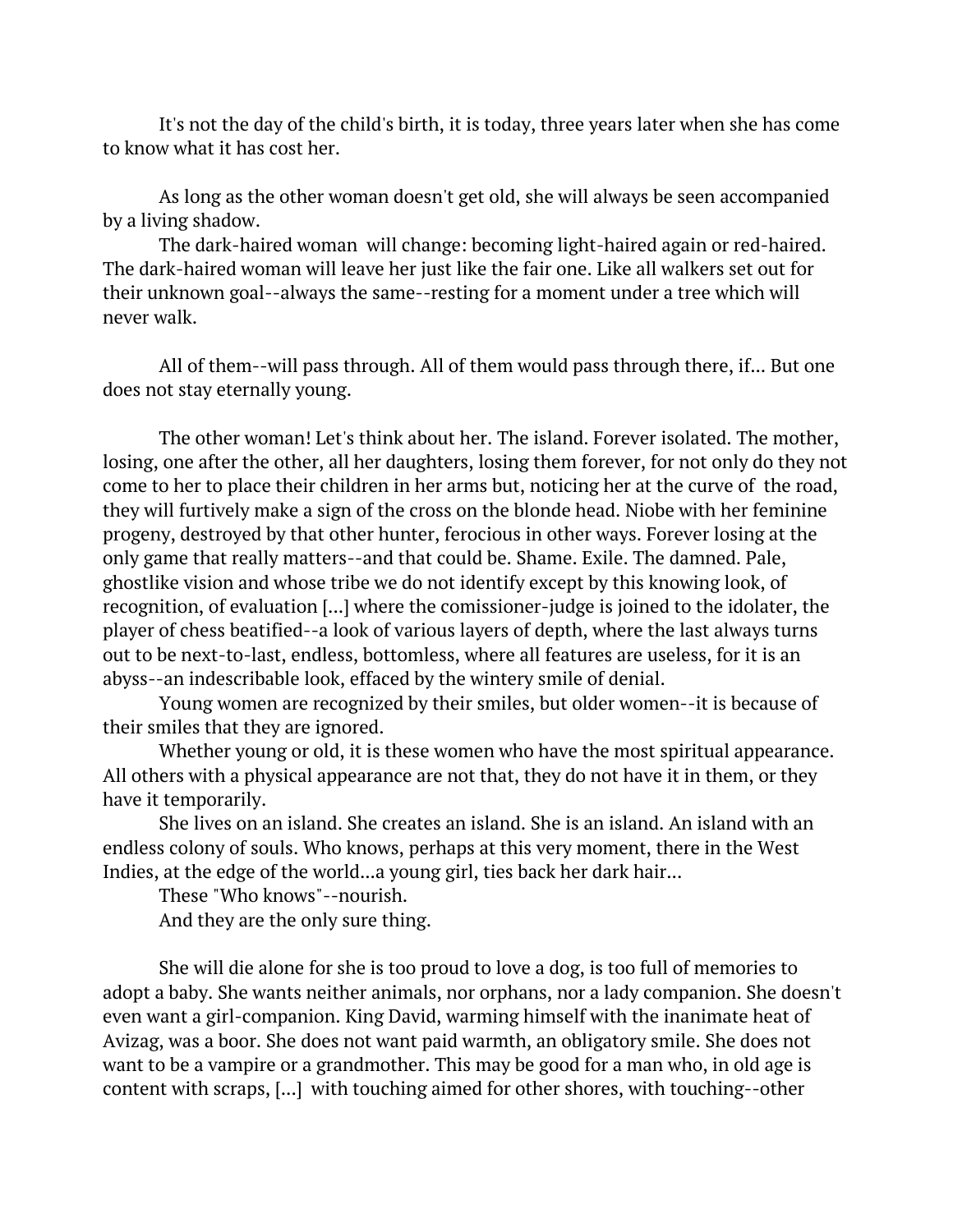It's not the day of the child's birth, it is today, three years later when she has come to know what it has cost her.

As long as the other woman doesn't get old, she will always be seen accompanied by a living shadow.

The dark-haired woman will change: becoming light-haired again or red-haired. The dark-haired woman will leave her just like the fair one. Like all walkers set out for their unknown goal--always the same--resting for a moment under a tree which will never walk.

All of them--will pass through. All of them would pass through there, if... But one does not stay eternally young.

The other woman! Let's think about her. The island. Forever isolated. The mother, losing, one after the other, all her daughters, losing them forever, for not only do they not come to her to place their children in her arms but, noticing her at the curve of the road, they will furtively make a sign of the cross on the blonde head. Niobe with her feminine progeny, destroyed by that other hunter, ferocious in other ways. Forever losing at the only game that really matters--and that could be. Shame. Exile. The damned. Pale, ghostlike vision and whose tribe we do not identify except by this knowing look, of recognition, of evaluation [...] where the comissioner-judge is joined to the idolater, the player of chess beatified--a look of various layers of depth, where the last always turns out to be next-to-last, endless, bottomless, where all features are useless, for it is an abyss--an indescribable look, effaced by the wintery smile of denial.

Young women are recognized by their smiles, but older women--it is because of their smiles that they are ignored.

Whether young or old, it is these women who have the most spiritual appearance. All others with a physical appearance are not that, they do not have it in them, or they have it temporarily.

She lives on an island. She creates an island. She is an island. An island with an endless colony of souls. Who knows, perhaps at this very moment, there in the West Indies, at the edge of the world...a young girl, ties back her dark hair...

These "Who knows"--nourish.

And they are the only sure thing.

She will die alone for she is too proud to love a dog, is too full of memories to adopt a baby. She wants neither animals, nor orphans, nor a lady companion. She doesn't even want a girl-companion. King David, warming himself with the inanimate heat of Avizag, was a boor. She does not want paid warmth, an obligatory smile. She does not want to be a vampire or a grandmother. This may be good for a man who, in old age is content with scraps, [...] with touching aimed for other shores, with touching--other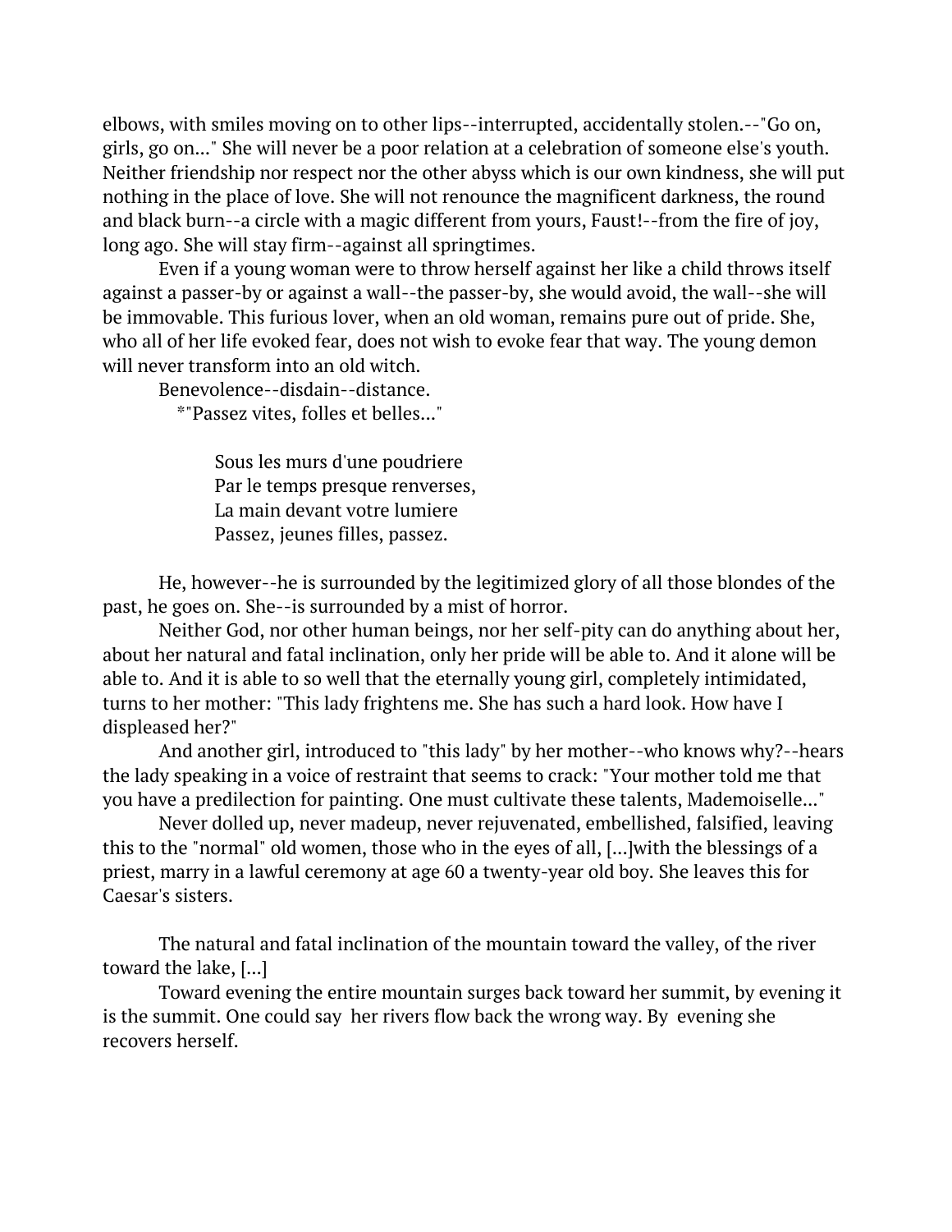elbows, with smiles moving on to other lips--interrupted, accidentally stolen.--"Go on, girls, go on..." She will never be a poor relation at a celebration of someone else's youth. Neither friendship nor respect nor the other abyss which is our own kindness, she will put nothing in the place of love. She will not renounce the magnificent darkness, the round and black burn--a circle with a magic different from yours, Faust!--from the fire of joy, long ago. She will stay firm--against all springtimes.

Even if a young woman were to throw herself against her like a child throws itself against a passer-by or against a wall--the passer-by, she would avoid, the wall--she will be immovable. This furious lover, when an old woman, remains pure out of pride. She, who all of her life evoked fear, does not wish to evoke fear that way. The young demon will never transform into an old witch.

Benevolence--disdain--distance.

*"Passez vites, folles et belles..."

> Sous les murs d'une poudriere
> Par le temps presque renverses,
> La main devant votre lumiere
> Passez, jeunes filles, passez.

He, however--he is surrounded by the legitimized glory of all those blondes of the past, he goes on. She--is surrounded by a mist of horror.

Neither God, nor other human beings, nor her self-pity can do anything about her, about her natural and fatal inclination, only her pride will be able to. And it alone will be able to. And it is able to so well that the eternally young girl, completely intimidated, turns to her mother: "This lady frightens me. She has such a hard look. How have I displeased her?"

And another girl, introduced to "this lady" by her mother--who knows why?--hears the lady speaking in a voice of restraint that seems to crack: "Your mother told me that you have a predilection for painting. One must cultivate these talents, Mademoiselle..."

Never dolled up, never madeup, never rejuvenated, embellished, falsified, leaving this to the "normal" old women, those who in the eyes of all, [...]with the blessings of a priest, marry in a lawful ceremony at age 60 a twenty-year old boy. She leaves this for Caesar's sisters.

The natural and fatal inclination of the mountain toward the valley, of the river toward the lake, [...]

Toward evening the entire mountain surges back toward her summit, by evening it is the summit. One could say her rivers flow back the wrong way. By evening she recovers herself.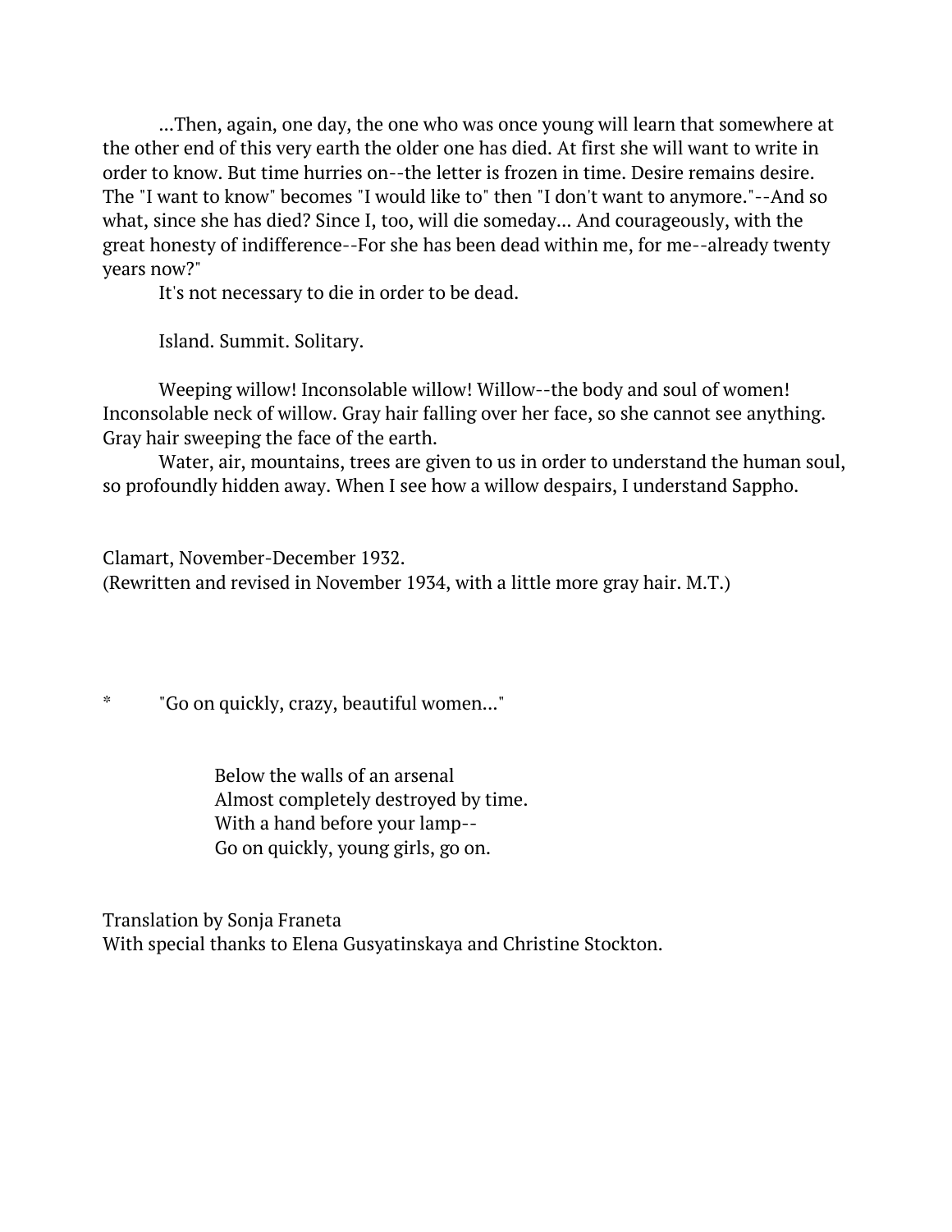...Then, again, one day, the one who was once young will learn that somewhere at the other end of this very earth the older one has died. At first she will want to write in order to know. But time hurries on--the letter is frozen in time. Desire remains desire. The "I want to know" becomes "I would like to" then "I don't want to anymore."--And so what, since she has died? Since I, too, will die someday... And courageously, with the great honesty of indifference--For she has been dead within me, for me--already twenty years now?"

It's not necessary to die in order to be dead.

Island. Summit. Solitary.

Weeping willow! Inconsolable willow! Willow--the body and soul of women! Inconsolable neck of willow. Gray hair falling over her face, so she cannot see anything. Gray hair sweeping the face of the earth.

Water, air, mountains, trees are given to us in order to understand the human soul, so profoundly hidden away. When I see how a willow despairs, I understand Sappho.

Clamart, November-December 1932.
(Rewritten and revised in November 1934, with a little more gray hair. M.T.)

* "Go on quickly, crazy, beautiful women..."

> Below the walls of an arsenal
> Almost completely destroyed by time.
> With a hand before your lamp--
> Go on quickly, young girls, go on.

Translation by Sonja Franeta
With special thanks to Elena Gusyatinskaya and Christine Stockton.